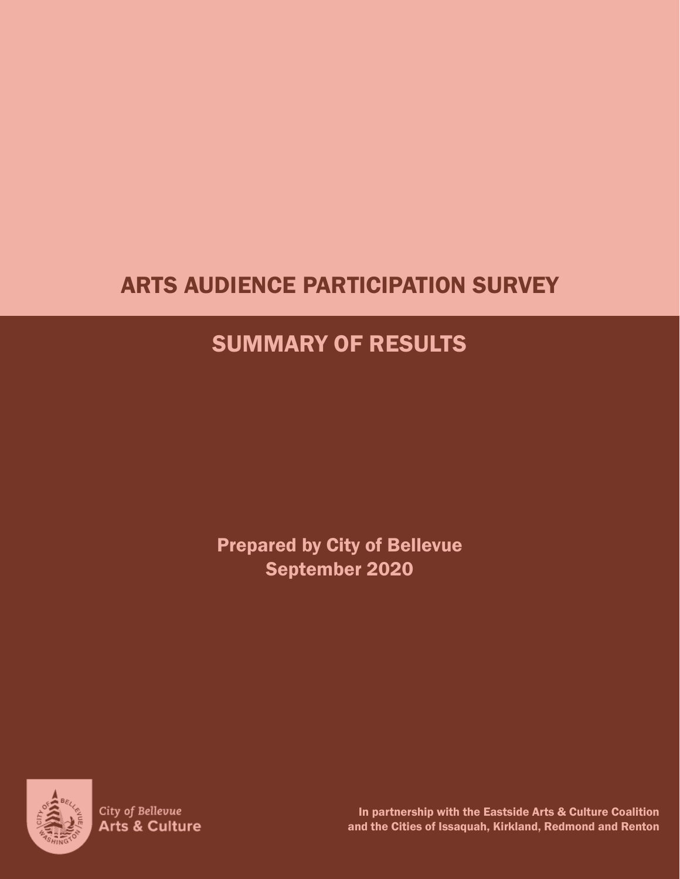# ARTS AUDIENCE PARTICIPATION SURVEY

## SUMMARY OF RESULTS

**Prepared by City of Bellevue**
**September 2020**

*City of Bellevue*
**Arts & Culture**

**In partnership with the Eastside Arts & Culture Coalition and the Cities of Issaquah, Kirkland, Redmond and Renton**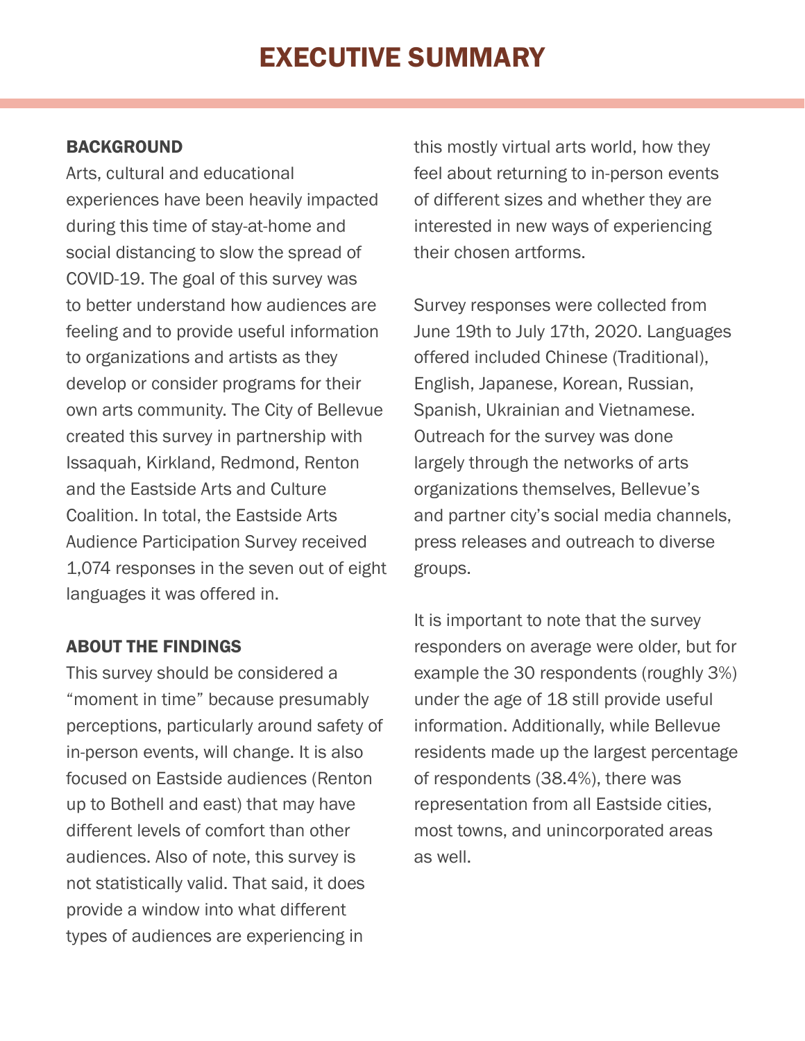# EXECUTIVE SUMMARY

## BACKGROUND

Arts, cultural and educational experiences have been heavily impacted during this time of stay-at-home and social distancing to slow the spread of COVID-19. The goal of this survey was to better understand how audiences are feeling and to provide useful information to organizations and artists as they develop or consider programs for their own arts community. The City of Bellevue created this survey in partnership with Issaquah, Kirkland, Redmond, Renton and the Eastside Arts and Culture Coalition. In total, the Eastside Arts Audience Participation Survey received 1,074 responses in the seven out of eight languages it was offered in.

## ABOUT THE FINDINGS

This survey should be considered a "moment in time" because presumably perceptions, particularly around safety of in-person events, will change. It is also focused on Eastside audiences (Renton up to Bothell and east) that may have different levels of comfort than other audiences. Also of note, this survey is not statistically valid. That said, it does provide a window into what different types of audiences are experiencing in this mostly virtual arts world, how they feel about returning to in-person events of different sizes and whether they are interested in new ways of experiencing their chosen artforms.

Survey responses were collected from June 19th to July 17th, 2020. Languages offered included Chinese (Traditional), English, Japanese, Korean, Russian, Spanish, Ukrainian and Vietnamese. Outreach for the survey was done largely through the networks of arts organizations themselves, Bellevue's and partner city's social media channels, press releases and outreach to diverse groups.

It is important to note that the survey responders on average were older, but for example the 30 respondents (roughly 3%) under the age of 18 still provide useful information. Additionally, while Bellevue residents made up the largest percentage of respondents (38.4%), there was representation from all Eastside cities, most towns, and unincorporated areas as well.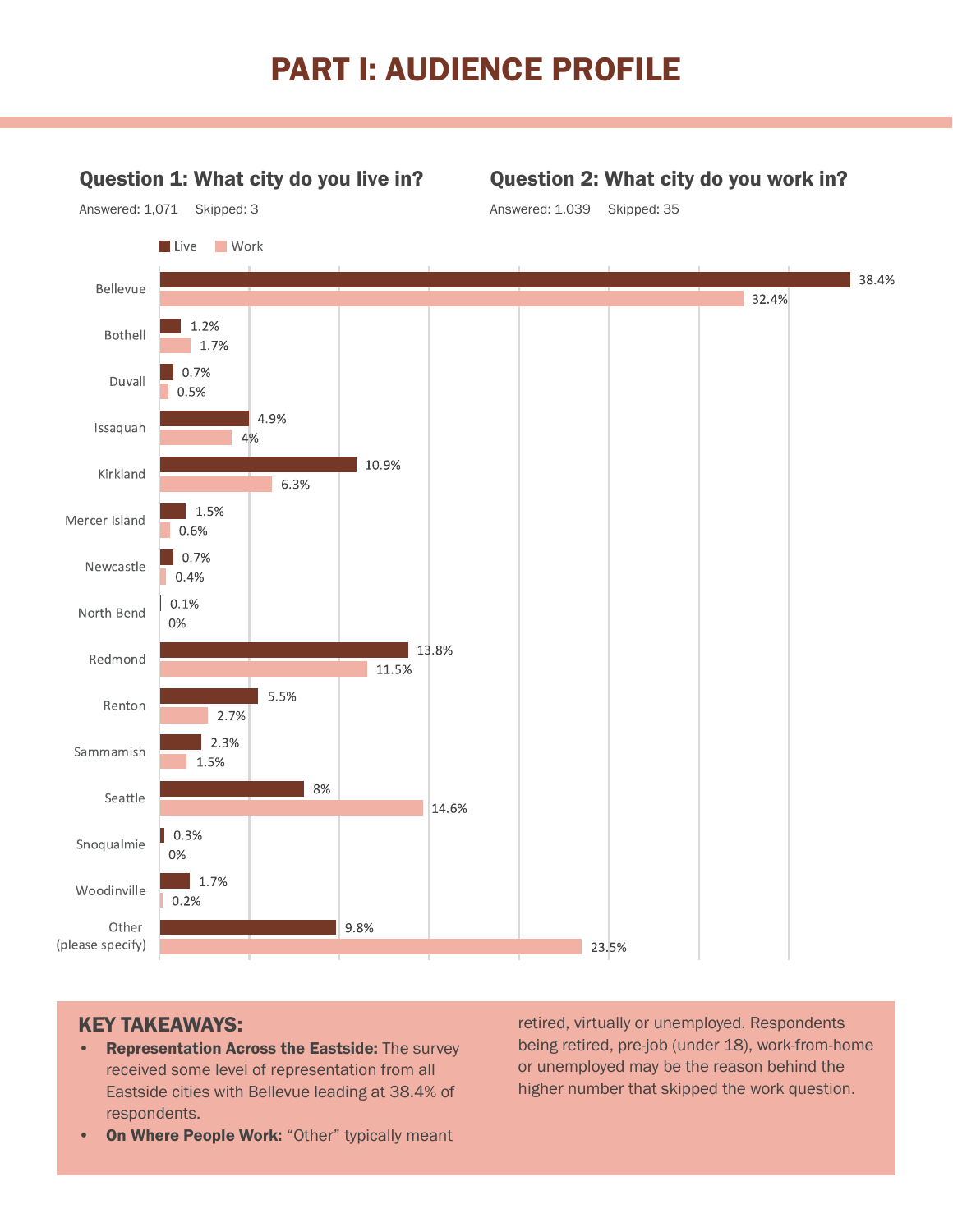# PART I: AUDIENCE PROFILE

**Question 1: What city do you live in?**

Answered: 1,071 Skipped: 3

**Question 2: What city do you work in?**

Answered: 1,039 Skipped: 35

| City | Live | Work |
|---|---|---|
| Bellevue | 38.4% | 32.4% |
| Bothell | 1.2% | 1.7% |
| Duvall | 0.7% | 0.5% |
| Issaquah | 4.9% | 4% |
| Kirkland | 10.9% | 6.3% |
| Mercer Island | 1.5% | 0.6% |
| Newcastle | 0.7% | 0.4% |
| North Bend | 0.1% | 0% |
| Redmond | 13.8% | 11.5% |
| Renton | 5.5% | 2.7% |
| Sammamish | 2.3% | 1.5% |
| Seattle | 8% | 14.6% |
| Snoqualmie | 0.3% | 0% |
| Woodinville | 1.7% | 0.2% |
| Other (please specify) | 9.8% | 23.5% |

## KEY TAKEAWAYS:

- **Representation Across the Eastside:** The survey received some level of representation from all Eastside cities with Bellevue leading at 38.4% of respondents.
- **On Where People Work:** "Other" typically meant retired, virtually or unemployed. Respondents being retired, pre-job (under 18), work-from-home or unemployed may be the reason behind the higher number that skipped the work question.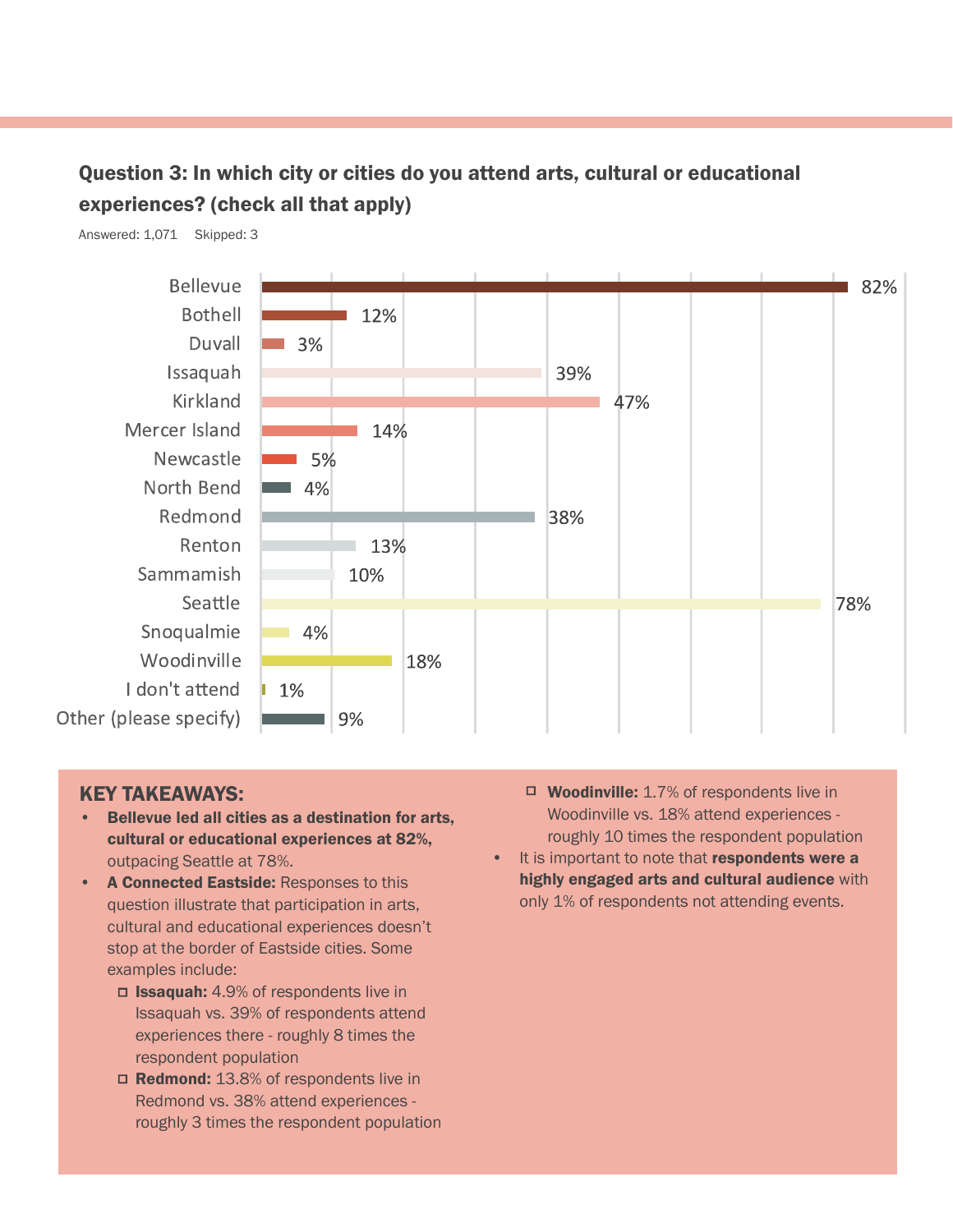## Question 3: In which city or cities do you attend arts, cultural or educational experiences? (check all that apply)

Answered: 1,071 Skipped: 3

| City | Percentage |
|---|---|
| Bellevue | 82% |
| Bothell | 12% |
| Duvall | 3% |
| Issaquah | 39% |
| Kirkland | 47% |
| Mercer Island | 14% |
| Newcastle | 5% |
| North Bend | 4% |
| Redmond | 38% |
| Renton | 13% |
| Sammamish | 10% |
| Seattle | 78% |
| Snoqualmie | 4% |
| Woodinville | 18% |
| I don't attend | 1% |
| Other (please specify) | 9% |

### KEY TAKEAWAYS:

- **Bellevue led all cities as a destination for arts, cultural or educational experiences at 82%,** outpacing Seattle at 78%.
- **A Connected Eastside:** Responses to this question illustrate that participation in arts, cultural and educational experiences doesn't stop at the border of Eastside cities. Some examples include:
  - **Issaquah:** 4.9% of respondents live in Issaquah vs. 39% of respondents attend experiences there - roughly 8 times the respondent population
  - **Redmond:** 13.8% of respondents live in Redmond vs. 38% attend experiences - roughly 3 times the respondent population
  - **Woodinville:** 1.7% of respondents live in Woodinville vs. 18% attend experiences - roughly 10 times the respondent population
- It is important to note that **respondents were a highly engaged arts and cultural audience** with only 1% of respondents not attending events.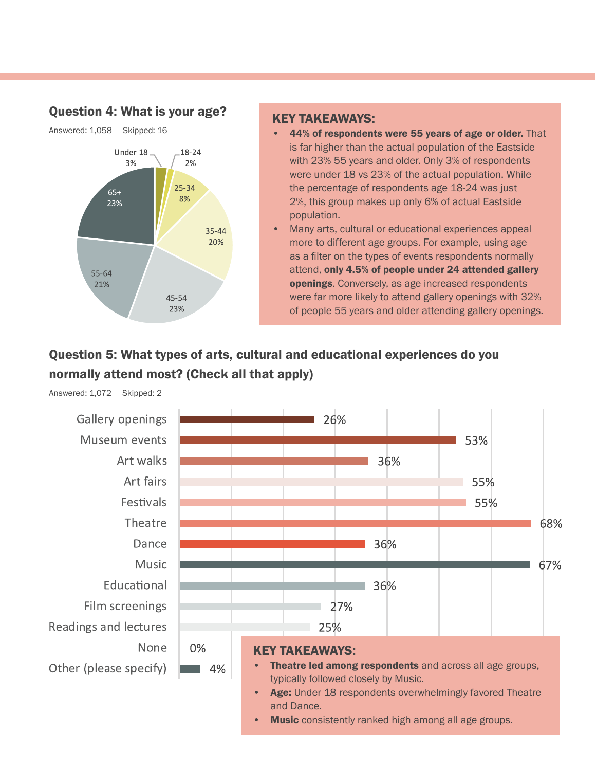## Question 4: What is your age?

Answered: 1,058 Skipped: 16

| Age | Percent |
|---|---|
| Under 18 | 3% |
| 18-24 | 2% |
| 25-34 | 8% |
| 35-44 | 20% |
| 45-54 | 23% |
| 55-64 | 21% |
| 65+ | 23% |

### KEY TAKEAWAYS:

- **44% of respondents were 55 years of age or older.** That is far higher than the actual population of the Eastside with 23% 55 years and older. Only 3% of respondents were under 18 vs 23% of the actual population. While the percentage of respondents age 18-24 was just 2%, this group makes up only 6% of actual Eastside population.
- Many arts, cultural or educational experiences appeal more to different age groups. For example, using age as a filter on the types of events respondents normally attend, **only 4.5% of people under 24 attended gallery openings**. Conversely, as age increased respondents were far more likely to attend gallery openings with 32% of people 55 years and older attending gallery openings.

## Question 5: What types of arts, cultural and educational experiences do you normally attend most? (Check all that apply)

Answered: 1,072 Skipped: 2

| Experience | Percent |
|---|---|
| Gallery openings | 26% |
| Museum events | 53% |
| Art walks | 36% |
| Art fairs | 55% |
| Festivals | 55% |
| Theatre | 68% |
| Dance | 36% |
| Music | 67% |
| Educational | 36% |
| Film screenings | 27% |
| Readings and lectures | 25% |
| None | 0% |
| Other (please specify) | 4% |

### KEY TAKEAWAYS:

- **Theatre led among respondents** and across all age groups, typically followed closely by Music.
- **Age:** Under 18 respondents overwhelmingly favored Theatre and Dance.
- **Music** consistently ranked high among all age groups.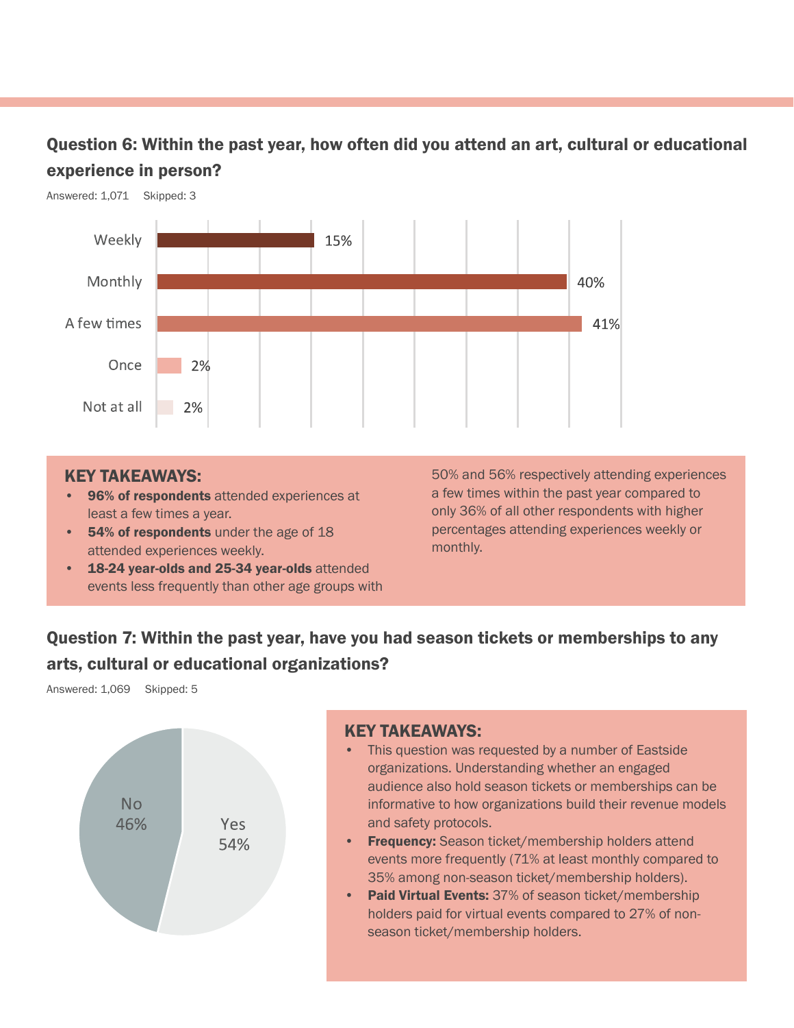## Question 6: Within the past year, how often did you attend an art, cultural or educational experience in person?

Answered: 1,071 Skipped: 3

| Response | Percentage |
|---|---|
| Weekly | 15% |
| Monthly | 40% |
| A few times | 41% |
| Once | 2% |
| Not at all | 2% |

### KEY TAKEAWAYS:

- **96% of respondents** attended experiences at least a few times a year.
- **54% of respondents** under the age of 18 attended experiences weekly.
- **18-24 year-olds and 25-34 year-olds** attended events less frequently than other age groups with 50% and 56% respectively attending experiences a few times within the past year compared to only 36% of all other respondents with higher percentages attending experiences weekly or monthly.

## Question 7: Within the past year, have you had season tickets or memberships to any arts, cultural or educational organizations?

Answered: 1,069 Skipped: 5

| Response | Percentage |
|---|---|
| Yes | 54% |
| No | 46% |

### KEY TAKEAWAYS:

- This question was requested by a number of Eastside organizations. Understanding whether an engaged audience also hold season tickets or memberships can be informative to how organizations build their revenue models and safety protocols.
- **Frequency:** Season ticket/membership holders attend events more frequently (71% at least monthly compared to 35% among non-season ticket/membership holders).
- **Paid Virtual Events:** 37% of season ticket/membership holders paid for virtual events compared to 27% of non-season ticket/membership holders.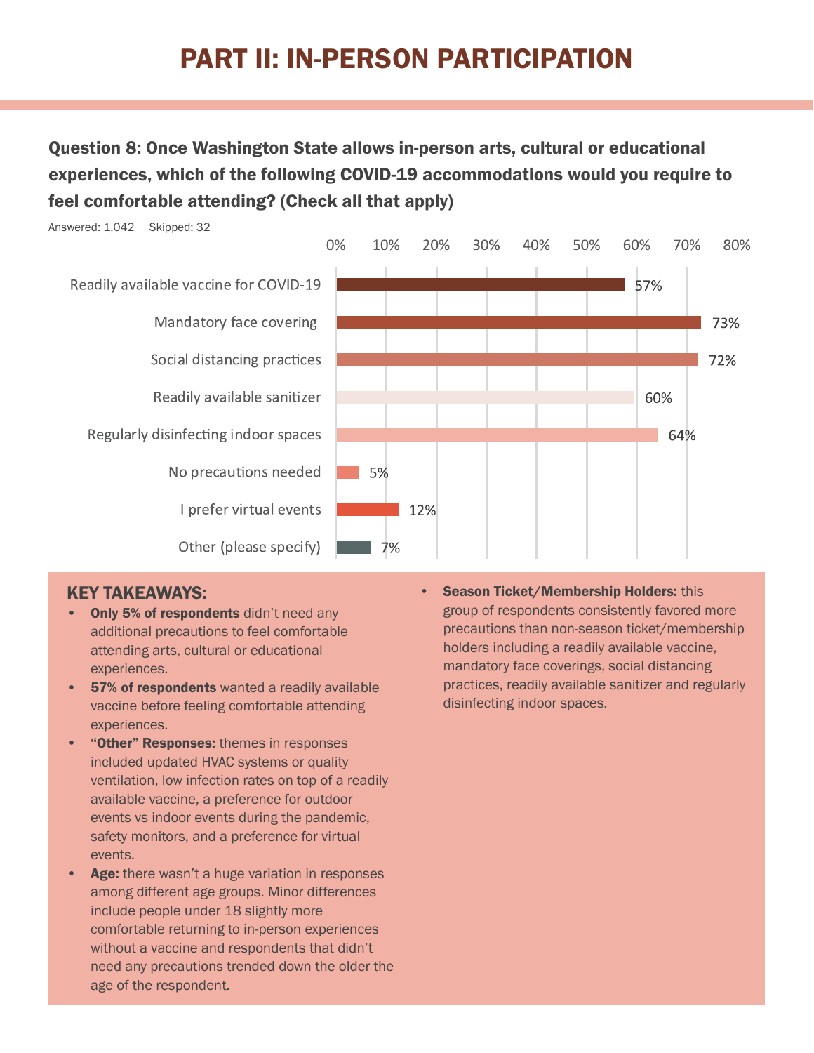# PART II: IN-PERSON PARTICIPATION

### Question 8: Once Washington State allows in-person arts, cultural or educational experiences, which of the following COVID-19 accommodations would you require to feel comfortable attending? (Check all that apply)

Answered: 1,042 Skipped: 32

| Response | Percentage |
|---|---|
| Readily available vaccine for COVID-19 | 57% |
| Mandatory face covering | 73% |
| Social distancing practices | 72% |
| Readily available sanitizer | 60% |
| Regularly disinfecting indoor spaces | 64% |
| No precautions needed | 5% |
| I prefer virtual events | 12% |
| Other (please specify) | 7% |

## KEY TAKEAWAYS:

- **Only 5% of respondents** didn't need any additional precautions to feel comfortable attending arts, cultural or educational experiences.
- **57% of respondents** wanted a readily available vaccine before feeling comfortable attending experiences.
- **"Other" Responses:** themes in responses included updated HVAC systems or quality ventilation, low infection rates on top of a readily available vaccine, a preference for outdoor events vs indoor events during the pandemic, safety monitors, and a preference for virtual events.
- **Age:** there wasn't a huge variation in responses among different age groups. Minor differences include people under 18 slightly more comfortable returning to in-person experiences without a vaccine and respondents that didn't need any precautions trended down the older the age of the respondent.
- **Season Ticket/Membership Holders:** this group of respondents consistently favored more precautions than non-season ticket/membership holders including a readily available vaccine, mandatory face coverings, social distancing practices, readily available sanitizer and regularly disinfecting indoor spaces.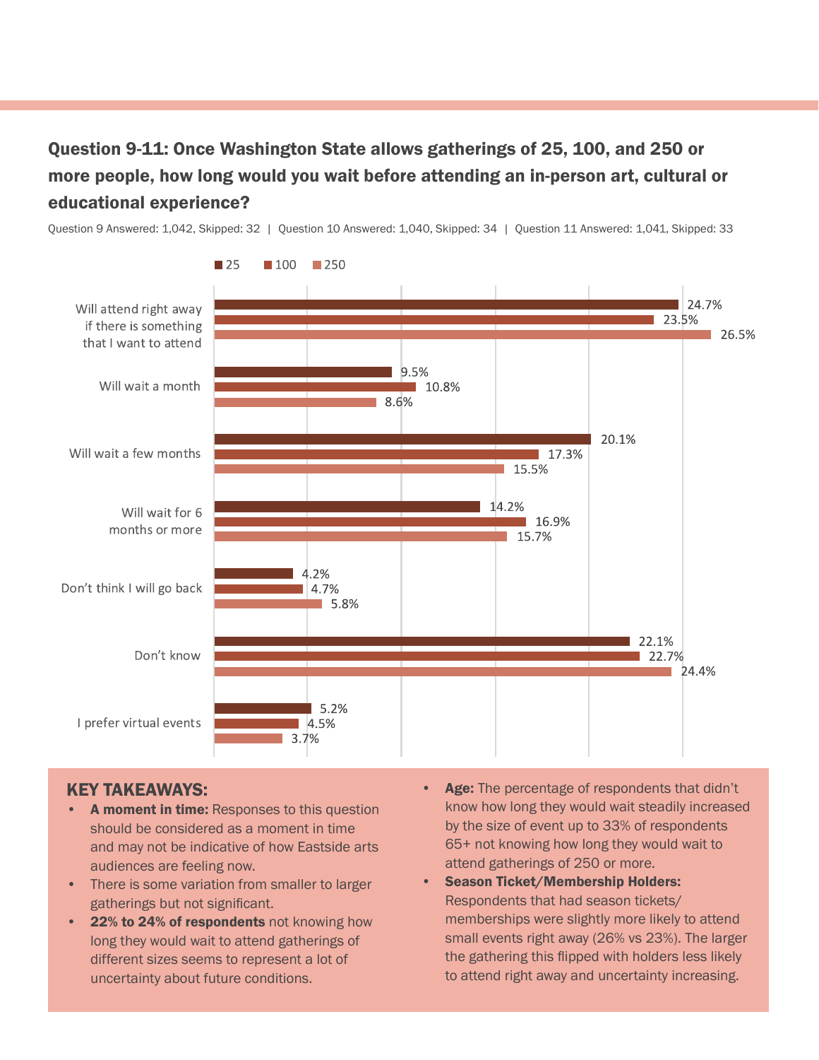## Question 9-11: Once Washington State allows gatherings of 25, 100, and 250 or more people, how long would you wait before attending an in-person art, cultural or educational experience?

Question 9 Answered: 1,042, Skipped: 32 | Question 10 Answered: 1,040, Skipped: 34 | Question 11 Answered: 1,041, Skipped: 33

| Response | 25 | 100 | 250 |
|---|---|---|---|
| Will attend right away if there is something that I want to attend | 24.7% | 23.5% | 26.5% |
| Will wait a month | 9.5% | 10.8% | 8.6% |
| Will wait a few months | 20.1% | 17.3% | 15.5% |
| Will wait for 6 months or more | 14.2% | 16.9% | 15.7% |
| Don't think I will go back | 4.2% | 4.7% | 5.8% |
| Don't know | 22.1% | 22.7% | 24.4% |
| I prefer virtual events | 5.2% | 4.5% | 3.7% |

### KEY TAKEAWAYS:

- **A moment in time:** Responses to this question should be considered as a moment in time and may not be indicative of how Eastside arts audiences are feeling now.
- There is some variation from smaller to larger gatherings but not significant.
- **22% to 24% of respondents** not knowing how long they would wait to attend gatherings of different sizes seems to represent a lot of uncertainty about future conditions.
- **Age:** The percentage of respondents that didn't know how long they would wait steadily increased by the size of event up to 33% of respondents 65+ not knowing how long they would wait to attend gatherings of 250 or more.
- **Season Ticket/Membership Holders:** Respondents that had season tickets/ memberships were slightly more likely to attend small events right away (26% vs 23%). The larger the gathering this flipped with holders less likely to attend right away and uncertainty increasing.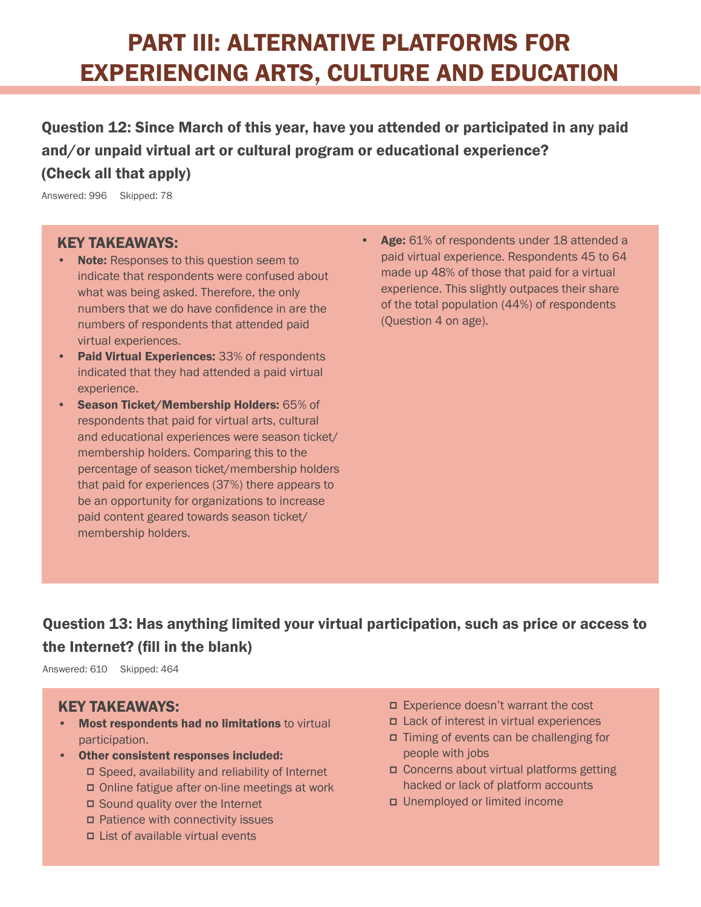# PART III: ALTERNATIVE PLATFORMS FOR EXPERIENCING ARTS, CULTURE AND EDUCATION

## Question 12: Since March of this year, have you attended or participated in any paid and/or unpaid virtual art or cultural program or educational experience? (Check all that apply)

Answered: 996 Skipped: 78

### KEY TAKEAWAYS:

- **Note:** Responses to this question seem to indicate that respondents were confused about what was being asked. Therefore, the only numbers that we do have confidence in are the numbers of respondents that attended paid virtual experiences.
- **Paid Virtual Experiences:** 33% of respondents indicated that they had attended a paid virtual experience.
- **Season Ticket/Membership Holders:** 65% of respondents that paid for virtual arts, cultural and educational experiences were season ticket/membership holders. Comparing this to the percentage of season ticket/membership holders that paid for experiences (37%) there appears to be an opportunity for organizations to increase paid content geared towards season ticket/membership holders.
- **Age:** 61% of respondents under 18 attended a paid virtual experience. Respondents 45 to 64 made up 48% of those that paid for a virtual experience. This slightly outpaces their share of the total population (44%) of respondents (Question 4 on age).

## Question 13: Has anything limited your virtual participation, such as price or access to the Internet? (fill in the blank)

Answered: 610 Skipped: 464

### KEY TAKEAWAYS:

- **Most respondents had no limitations** to virtual participation.
- **Other consistent responses included:**
  - Speed, availability and reliability of Internet
  - Online fatigue after on-line meetings at work
  - Sound quality over the Internet
  - Patience with connectivity issues
  - List of available virtual events
  - Experience doesn't warrant the cost
  - Lack of interest in virtual experiences
  - Timing of events can be challenging for people with jobs
  - Concerns about virtual platforms getting hacked or lack of platform accounts
  - Unemployed or limited income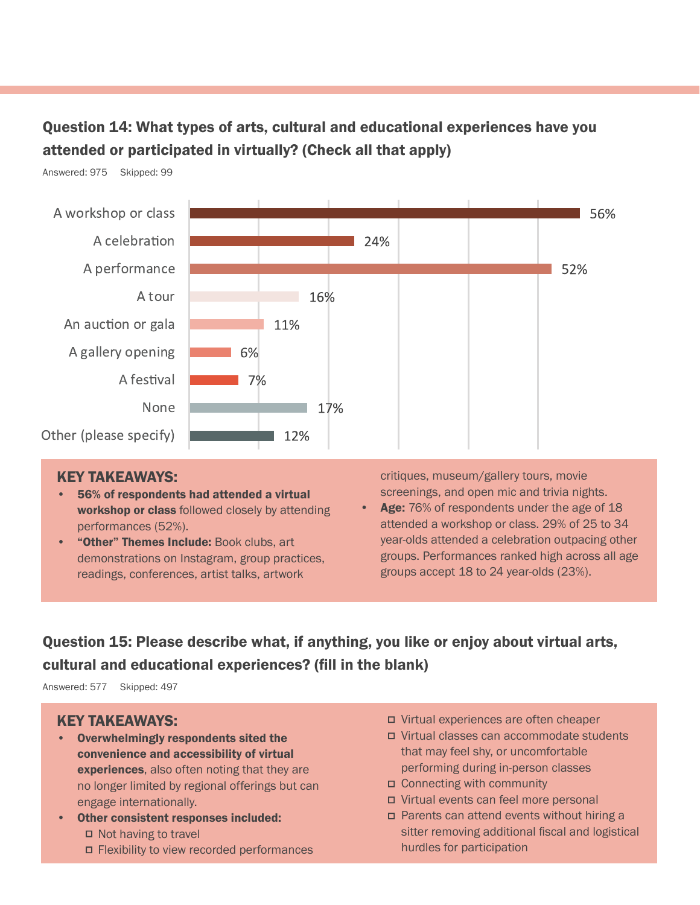## Question 14: What types of arts, cultural and educational experiences have you attended or participated in virtually? (Check all that apply)

Answered: 975 Skipped: 99

| Response | Percentage |
|---|---|
| A workshop or class | 56% |
| A celebration | 24% |
| A performance | 52% |
| A tour | 16% |
| An auction or gala | 11% |
| A gallery opening | 6% |
| A festival | 7% |
| None | 17% |
| Other (please specify) | 12% |

### KEY TAKEAWAYS:

- **56% of respondents had attended a virtual workshop or class** followed closely by attending performances (52%).
- **"Other" Themes Include:** Book clubs, art demonstrations on Instagram, group practices, readings, conferences, artist talks, artwork critiques, museum/gallery tours, movie screenings, and open mic and trivia nights.
- **Age:** 76% of respondents under the age of 18 attended a workshop or class. 29% of 25 to 34 year-olds attended a celebration outpacing other groups. Performances ranked high across all age groups accept 18 to 24 year-olds (23%).

## Question 15: Please describe what, if anything, you like or enjoy about virtual arts, cultural and educational experiences? (fill in the blank)

Answered: 577 Skipped: 497

### KEY TAKEAWAYS:

- **Overwhelmingly respondents sited the convenience and accessibility of virtual experiences**, also often noting that they are no longer limited by regional offerings but can engage internationally.
- **Other consistent responses included:**
  - Not having to travel
  - Flexibility to view recorded performances
  - Virtual experiences are often cheaper
  - Virtual classes can accommodate students that may feel shy, or uncomfortable performing during in-person classes
  - Connecting with community
  - Virtual events can feel more personal
  - Parents can attend events without hiring a sitter removing additional fiscal and logistical hurdles for participation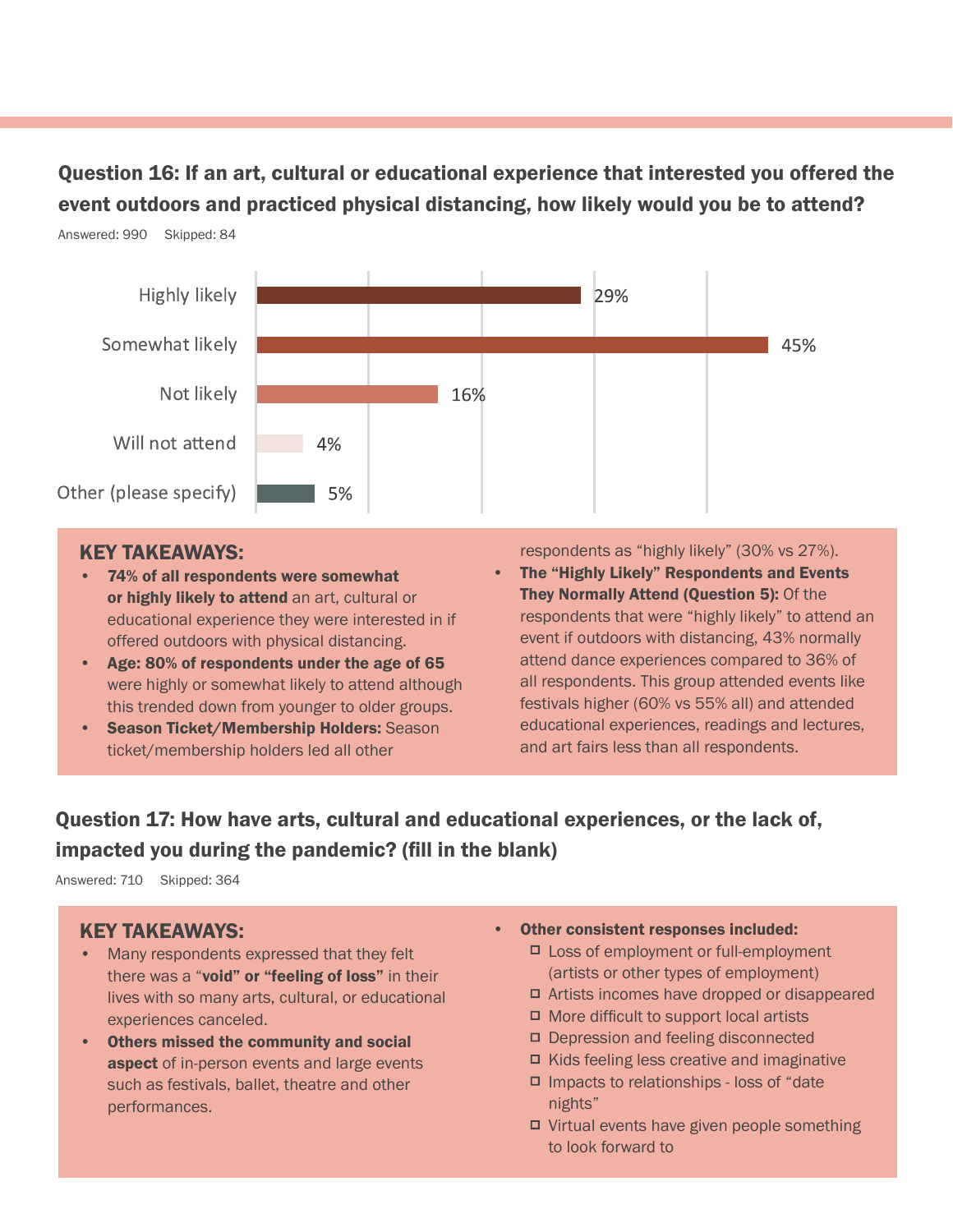## Question 16: If an art, cultural or educational experience that interested you offered the event outdoors and practiced physical distancing, how likely would you be to attend?

Answered: 990 Skipped: 84

Highly likely 29%

Somewhat likely 45%

Not likely 16%

Will not attend 4%

Other (please specify) 5%

### KEY TAKEAWAYS:

- **74% of all respondents were somewhat or highly likely to attend** an art, cultural or educational experience they were interested in if offered outdoors with physical distancing.
- **Age: 80% of respondents under the age of 65** were highly or somewhat likely to attend although this trended down from younger to older groups.
- **Season Ticket/Membership Holders:** Season ticket/membership holders led all other respondents as "highly likely" (30% vs 27%).
- **The "Highly Likely" Respondents and Events They Normally Attend (Question 5):** Of the respondents that were "highly likely" to attend an event if outdoors with distancing, 43% normally attend dance experiences compared to 36% of all respondents. This group attended events like festivals higher (60% vs 55% all) and attended educational experiences, readings and lectures, and art fairs less than all respondents.

## Question 17: How have arts, cultural and educational experiences, or the lack of, impacted you during the pandemic? (fill in the blank)

Answered: 710 Skipped: 364

### KEY TAKEAWAYS:

- Many respondents expressed that they felt there was a "**void" or "feeling of loss"** in their lives with so many arts, cultural, or educational experiences canceled.
- **Others missed the community and social aspect** of in-person events and large events such as festivals, ballet, theatre and other performances.
- **Other consistent responses included:**
  - Loss of employment or full-employment (artists or other types of employment)
  - Artists incomes have dropped or disappeared
  - More difficult to support local artists
  - Depression and feeling disconnected
  - Kids feeling less creative and imaginative
  - Impacts to relationships - loss of "date nights"
  - Virtual events have given people something to look forward to